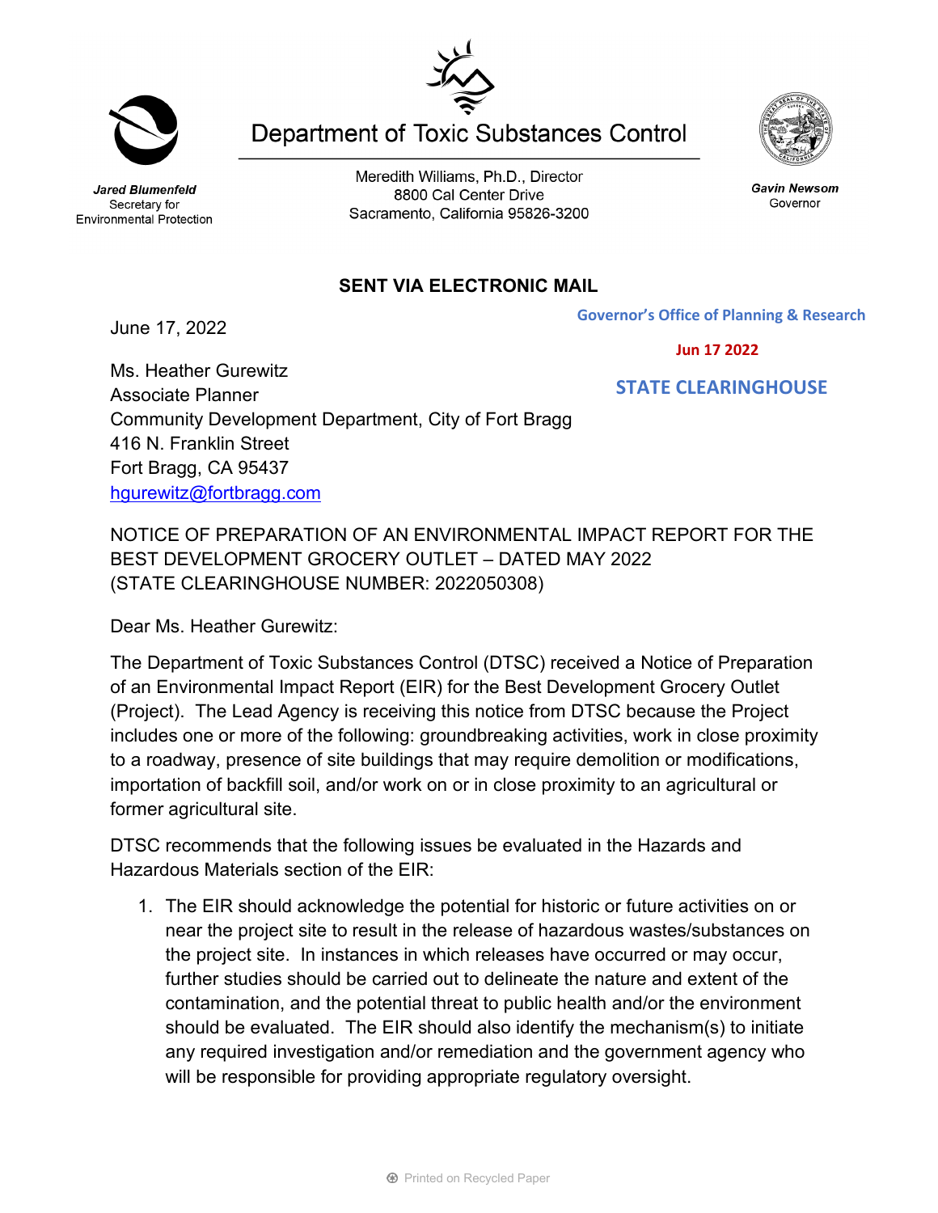# Department of Toxic Substances Control

**Jared Blumenfeld**
Secretary for
Environmental Protection

Meredith Williams, Ph.D., Director
8800 Cal Center Drive
Sacramento, California 95826-3200

**Gavin Newsom**
Governor

**SENT VIA ELECTRONIC MAIL**

Governor's Office of Planning & Research

Jun 17 2022

STATE CLEARINGHOUSE

June 17, 2022

Ms. Heather Gurewitz
Associate Planner
Community Development Department, City of Fort Bragg
416 N. Franklin Street
Fort Bragg, CA 95437
hgurewitz@fortbragg.com

NOTICE OF PREPARATION OF AN ENVIRONMENTAL IMPACT REPORT FOR THE BEST DEVELOPMENT GROCERY OUTLET – DATED MAY 2022 (STATE CLEARINGHOUSE NUMBER: 2022050308)

Dear Ms. Heather Gurewitz:

The Department of Toxic Substances Control (DTSC) received a Notice of Preparation of an Environmental Impact Report (EIR) for the Best Development Grocery Outlet (Project). The Lead Agency is receiving this notice from DTSC because the Project includes one or more of the following: groundbreaking activities, work in close proximity to a roadway, presence of site buildings that may require demolition or modifications, importation of backfill soil, and/or work on or in close proximity to an agricultural or former agricultural site.

DTSC recommends that the following issues be evaluated in the Hazards and Hazardous Materials section of the EIR:

1. The EIR should acknowledge the potential for historic or future activities on or near the project site to result in the release of hazardous wastes/substances on the project site. In instances in which releases have occurred or may occur, further studies should be carried out to delineate the nature and extent of the contamination, and the potential threat to public health and/or the environment should be evaluated. The EIR should also identify the mechanism(s) to initiate any required investigation and/or remediation and the government agency who will be responsible for providing appropriate regulatory oversight.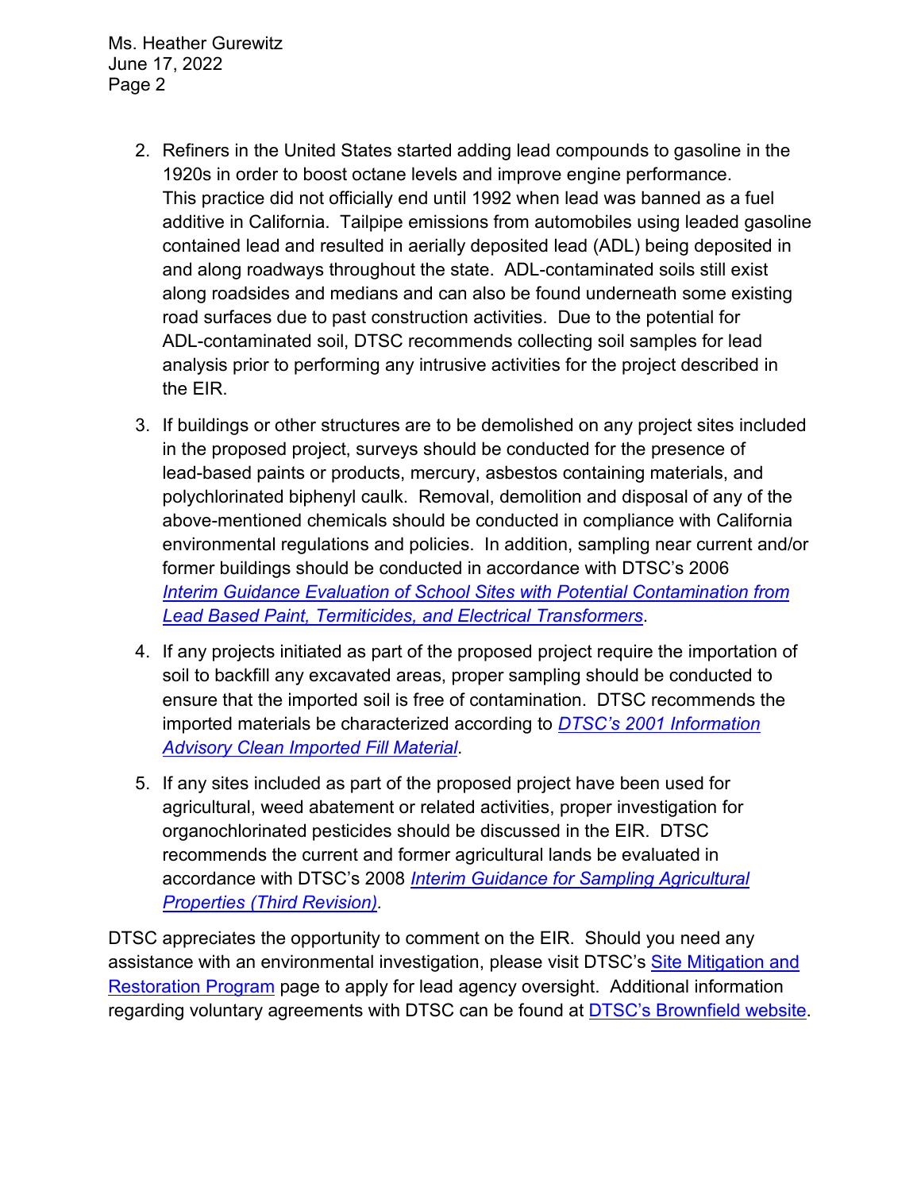2. Refiners in the United States started adding lead compounds to gasoline in the 1920s in order to boost octane levels and improve engine performance. This practice did not officially end until 1992 when lead was banned as a fuel additive in California. Tailpipe emissions from automobiles using leaded gasoline contained lead and resulted in aerially deposited lead (ADL) being deposited in and along roadways throughout the state. ADL-contaminated soils still exist along roadsides and medians and can also be found underneath some existing road surfaces due to past construction activities. Due to the potential for ADL-contaminated soil, DTSC recommends collecting soil samples for lead analysis prior to performing any intrusive activities for the project described in the EIR.

3. If buildings or other structures are to be demolished on any project sites included in the proposed project, surveys should be conducted for the presence of lead-based paints or products, mercury, asbestos containing materials, and polychlorinated biphenyl caulk. Removal, demolition and disposal of any of the above-mentioned chemicals should be conducted in compliance with California environmental regulations and policies. In addition, sampling near current and/or former buildings should be conducted in accordance with DTSC's 2006 *Interim Guidance Evaluation of School Sites with Potential Contamination from Lead Based Paint, Termiticides, and Electrical Transformers*.

4. If any projects initiated as part of the proposed project require the importation of soil to backfill any excavated areas, proper sampling should be conducted to ensure that the imported soil is free of contamination. DTSC recommends the imported materials be characterized according to *DTSC's 2001 Information Advisory Clean Imported Fill Material*.

5. If any sites included as part of the proposed project have been used for agricultural, weed abatement or related activities, proper investigation for organochlorinated pesticides should be discussed in the EIR. DTSC recommends the current and former agricultural lands be evaluated in accordance with DTSC's 2008 *Interim Guidance for Sampling Agricultural Properties (Third Revision)*.

DTSC appreciates the opportunity to comment on the EIR. Should you need any assistance with an environmental investigation, please visit DTSC's Site Mitigation and Restoration Program page to apply for lead agency oversight. Additional information regarding voluntary agreements with DTSC can be found at DTSC's Brownfield website.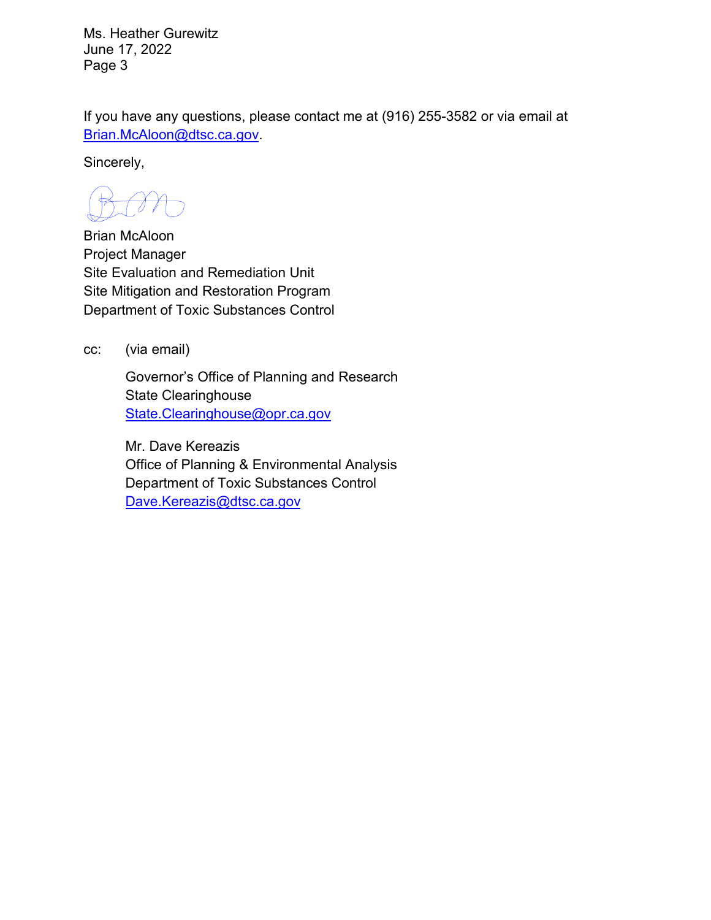If you have any questions, please contact me at (916) 255-3582 or via email at Brian.McAloon@dtsc.ca.gov.

Sincerely,

Brian McAloon
Project Manager
Site Evaluation and Remediation Unit
Site Mitigation and Restoration Program
Department of Toxic Substances Control

cc: (via email)

Governor's Office of Planning and Research
State Clearinghouse
State.Clearinghouse@opr.ca.gov

Mr. Dave Kereazis
Office of Planning & Environmental Analysis
Department of Toxic Substances Control
Dave.Kereazis@dtsc.ca.gov